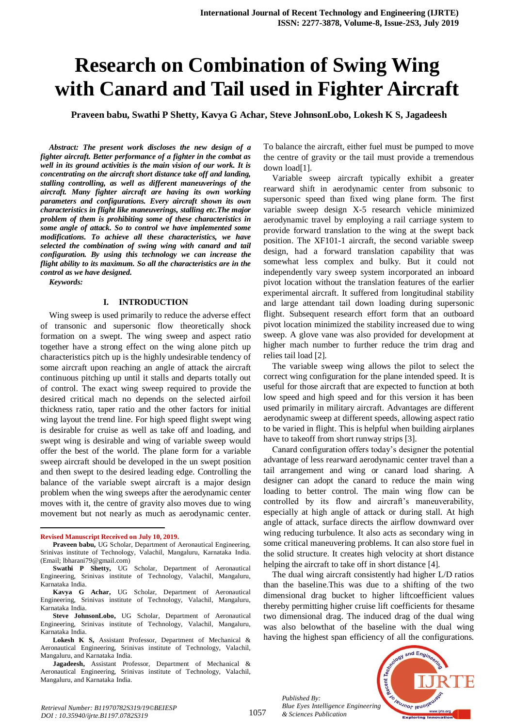# Research on Combination of Swing Wing with Canard and Tail used in Fighter Aircraft

**Praveen babu, Swathi P Shetty, Kavya G Achar, Steve JohnsonLobo, Lokesh K S, Jagadeesh**

***Abstract: The present work discloses the new design of a fighter aircraft. Better performance of a fighter in the combat as well in its ground activities is the main vision of our work. It is concentrating on the aircraft short distance take off and landing, stalling controlling, as well as different maneuverings of the aircraft. Many fighter aircraft are having its own working parameters and configurations. Every aircraft shown its own characteristics in flight like maneuverings, stalling etc.The major problem of them is prohibiting some of these characteristics in some angle of attack. So to control we have implemented some modifications. To achieve all these characteristics, we have selected the combination of swing wing with canard and tail configuration. By using this technology we can increase the flight ability to its maximum. So all the characteristics are in the control as we have designed.***

***Keywords:***

## I. INTRODUCTION

Wing sweep is used primarily to reduce the adverse effect of transonic and supersonic flow theoretically shock formation on a swept. The wing sweep and aspect ratio together have a strong effect on the wing alone pitch up characteristics pitch up is the highly undesirable tendency of some aircraft upon reaching an angle of attack the aircraft continuous pitching up until it stalls and departs totally out of control. The exact wing sweep required to provide the desired critical mach no depends on the selected airfoil thickness ratio, taper ratio and the other factors for initial wing layout the trend line. For high speed flight swept wing is desirable for cruise as well as take off and loading, and swept wing is desirable and wing of variable sweep would offer the best of the world. The plane form for a variable sweep aircraft should be developed in the un swept position and then swept to the desired leading edge. Controlling the balance of the variable swept aircraft is a major design problem when the wing sweeps after the aerodynamic center moves with it, the centre of gravity also moves due to wing movement but not nearly as much as aerodynamic center. To balance the aircraft, either fuel must be pumped to move the centre of gravity or the tail must provide a tremendous down load[1].

Variable sweep aircraft typically exhibit a greater rearward shift in aerodynamic center from subsonic to supersonic speed than fixed wing plane form. The first variable sweep design X-5 research vehicle minimized aerodynamic travel by employing a rail carriage system to provide forward translation to the wing at the swept back position. The XF101-1 aircraft, the second variable sweep design, had a forward translation capability that was somewhat less complex and bulky. But it could not independently vary sweep system incorporated an inboard pivot location without the translation features of the earlier experimental aircraft. It suffered from longitudinal stability and large attendant tail down loading during supersonic flight. Subsequent research effort form that an outboard pivot location minimized the stability increased due to wing sweep. A glove vane was also provided for development at higher mach number to further reduce the trim drag and relies tail load [2].

The variable sweep wing allows the pilot to select the correct wing configuration for the plane intended speed. It is useful for those aircraft that are expected to function at both low speed and high speed and for this version it has been used primarily in military aircraft. Advantages are different aerodynamic sweep at different speeds, allowing aspect ratio to be varied in flight. This is helpful when building airplanes have to takeoff from short runway strips [3].

Canard configuration offers today's designer the potential advantage of less rearward aerodynamic center travel than a tail arrangement and wing or canard load sharing. A designer can adopt the canard to reduce the main wing loading to better control. The main wing flow can be controlled by its flow and aircraft's maneuverability, especially at high angle of attack or during stall. At high angle of attack, surface directs the airflow downward over wing reducing turbulence. It also acts as secondary wing in some critical maneuvering problems. It can also store fuel in the solid structure. It creates high velocity at short distance helping the aircraft to take off in short distance [4].

The dual wing aircraft consistently had higher L/D ratios than the baseline.This was due to a shifting of the two dimensional drag bucket to higher liftcoefficient values thereby permitting higher cruise lift coefficients for thesame two dimensional drag. The induced drag of the dual wing was also belowthat of the baseline with the dual wing having the highest span efficiency of all the configurations.

---

**Revised Manuscript Received on July 10, 2019.**

**Praveen babu,** UG Scholar, Department of Aeronautical Engineering, Srinivas institute of Technology, Valachil, Mangaluru, Karnataka India. (Email; lbharani79@gmail.com)

**Swathi P Shetty,** UG Scholar, Department of Aeronautical Engineering, Srinivas institute of Technology, Valachil, Mangaluru, Karnataka India.

**Kavya G Achar,** UG Scholar, Department of Aeronautical Engineering, Srinivas institute of Technology, Valachil, Mangaluru, Karnataka India.

**Steve JohnsonLobo,** UG Scholar, Department of Aeronautical Engineering, Srinivas institute of Technology, Valachil, Mangaluru, Karnataka India.

**Lokesh K S,** Assistant Professor, Department of Mechanical & Aeronautical Engineering, Srinivas institute of Technology, Valachil, Mangaluru, and Karnataka India.

**Jagadeesh,** Assistant Professor, Department of Mechanical & Aeronautical Engineering, Srinivas institute of Technology, Valachil, Mangaluru, and Karnataka India.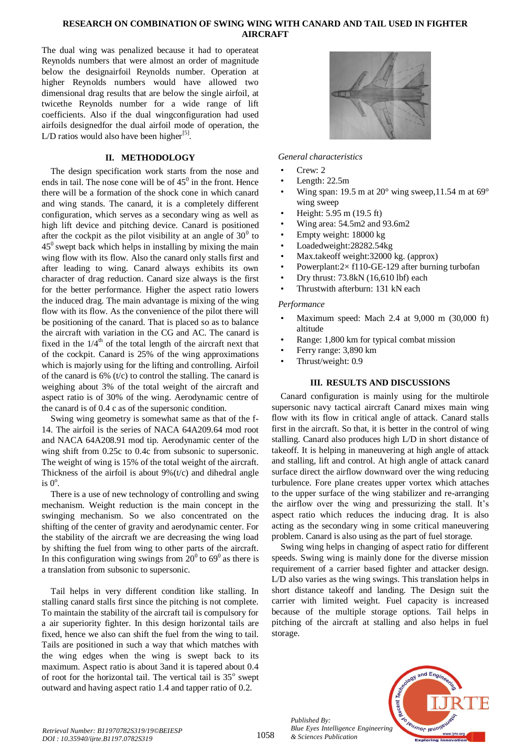The dual wing was penalized because it had to operateat Reynolds numbers that were almost an order of magnitude below the designairfoil Reynolds number. Operation at higher Reynolds numbers would have allowed two dimensional drag results that are below the single airfoil, at twicethe Reynolds number for a wide range of lift coefficients. Also if the dual wingconfiguration had used airfoils designedfor the dual airfoil mode of operation, the L/D ratios would also have been higher[5].

## II. METHODOLOGY

The design specification work starts from the nose and ends in tail. The nose cone will be of $45^0$ in the front. Hence there will be a formation of the shock cone in which canard and wing stands. The canard, it is a completely different configuration, which serves as a secondary wing as well as high lift device and pitching device. Canard is positioned after the cockpit as the pilot visibility at an angle of $30^0$ to $45^0$ swept back which helps in installing by mixing the main wing flow with its flow. Also the canard only stalls first and after leading to wing. Canard always exhibits its own character of drag reduction. Canard size always is the first for the better performance. Higher the aspect ratio lowers the induced drag. The main advantage is mixing of the wing flow with its flow. As the convenience of the pilot there will be positioning of the canard. That is placed so as to balance the aircraft with variation in the CG and AC. The canard is fixed in the $1/4^{th}$ of the total length of the aircraft next that of the cockpit. Canard is 25% of the wing approximations which is majorly using for the lifting and controlling. Airfoil of the canard is 6% (t/c) to control the stalling. The canard is weighing about 3% of the total weight of the aircraft and aspect ratio is of 30% of the wing. Aerodynamic centre of the canard is of 0.4 c as of the supersonic condition.

Swing wing geometry is somewhat same as that of the f-14. The airfoil is the series of NACA 64A209.64 mod root and NACA 64A208.91 mod tip. Aerodynamic center of the wing shift from 0.25c to 0.4c from subsonic to supersonic. The weight of wing is 15% of the total weight of the aircraft. Thickness of the airfoil is about 9%(t/c) and dihedral angle is $0^o$.

There is a use of new technology of controlling and swing mechanism. Weight reduction is the main concept in the swinging mechanism. So we also concentrated on the shifting of the center of gravity and aerodynamic center. For the stability of the aircraft we are decreasing the wing load by shifting the fuel from wing to other parts of the aircraft. In this configuration wing swings from $20^0$ to $69^0$ as there is a translation from subsonic to supersonic.

Tail helps in very different condition like stalling. In stalling canard stalls first since the pitching is not complete. To maintain the stability of the aircraft tail is compulsory for a air superiority fighter. In this design horizontal tails are fixed, hence we also can shift the fuel from the wing to tail. Tails are positioned in such a way that which matches with the wing edges when the wing is swept back to its maximum. Aspect ratio is about 3and it is tapered about 0.4 of root for the horizontal tail. The vertical tail is $35^o$ swept outward and having aspect ratio 1.4 and tapper ratio of 0.2.

*General characteristics*

- Crew: 2
- Length: 22.5m
- Wing span: 19.5 m at 20° wing sweep,11.54 m at 69° wing sweep
- Height: 5.95 m (19.5 ft)
- Wing area: 54.5m2 and 93.6m2
- Empty weight: 18000 kg
- Loadedweight:28282.54kg
- Max.takeoff weight:32000 kg. (approx)
- Powerplant:2× f110-GE-129 after burning turbofan
- Dry thrust: 73.8kN (16,610 lbf) each
- Thrustwith afterburn: 131 kN each

*Performance*

- Maximum speed: Mach 2.4 at 9,000 m (30,000 ft) altitude
- Range: 1,800 km for typical combat mission
- Ferry range: 3,890 km
- Thrust/weight: 0.9

## III. RESULTS AND DISCUSSIONS

Canard configuration is mainly using for the multirole supersonic navy tactical aircraft Canard mixes main wing flow with its flow in critical angle of attack. Canard stalls first in the aircraft. So that, it is better in the control of wing stalling. Canard also produces high L/D in short distance of takeoff. It is helping in maneuvering at high angle of attack and stalling, lift and control. At high angle of attack canard surface direct the airflow downward over the wing reducing turbulence. Fore plane creates upper vortex which attaches to the upper surface of the wing stabilizer and re-arranging the airflow over the wing and pressurizing the stall. It's aspect ratio which reduces the inducing drag. It is also acting as the secondary wing in some critical maneuvering problem. Canard is also using as the part of fuel storage.

Swing wing helps in changing of aspect ratio for different speeds. Swing wing is mainly done for the diverse mission requirement of a carrier based fighter and attacker design. L/D also varies as the wing swings. This translation helps in short distance takeoff and landing. The Design suit the carrier with limited weight. Fuel capacity is increased because of the multiple storage options. Tail helps in pitching of the aircraft at stalling and also helps in fuel storage.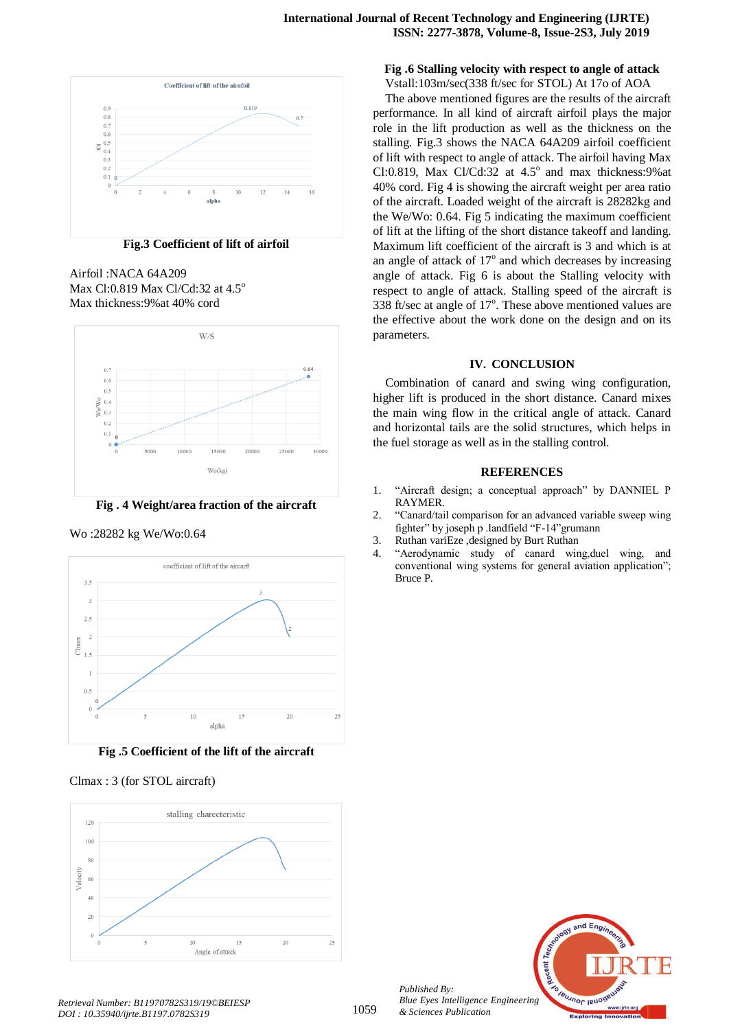Coefficient of lift of the airofoil

0.9
0.8
0.7
0.6
0.5
0.4
0.3
0.2
0.1
0

Cl

0.819
0.7
0

0 2 4 6 8 10 12 14 16

alpha

**Fig.3 Coefficient of lift of airfoil**

Airfoil :NACA 64A209
Max Cl:0.819 Max Cl/Cd:32 at 4.5°
Max thickness:9%at 40% cord

W/S

0.7
0.6
0.5
0.4
0.3
0.2
0.1
0

We/Wo

0.64
0

0 5000 10000 15000 20000 25000 30000

Wo(kg)

**Fig . 4 Weight/area fraction of the aircraft**

Wo :28282 kg We/Wo:0.64

coefficient of lift of the aircarft

3.5
3
2.5
2
1.5
1
0.5
0

Clmax

3
2
0

0 5 10 15 20 25

alpha

**Fig .5 Coefficient of the lift of the aircraft**

Clmax : 3 (for STOL aircraft)

stalling charecteristic

120
100
80
60
40
20
0

Velocity

0 5 10 15 20 25

Angle of attack

**Fig .6 Stalling velocity with respect to angle of attack**

Vstall:103m/sec(338 ft/sec for STOL) At 17o of AOA

The above mentioned figures are the results of the aircraft performance. In all kind of aircraft airfoil plays the major role in the lift production as well as the thickness on the stalling. Fig.3 shows the NACA 64A209 airfoil coefficient of lift with respect to angle of attack. The airfoil having Max Cl:0.819, Max Cl/Cd:32 at 4.5° and max thickness:9%at 40% cord. Fig 4 is showing the aircraft weight per area ratio of the aircraft. Loaded weight of the aircraft is 28282kg and the We/Wo: 0.64. Fig 5 indicating the maximum coefficient of lift at the lifting of the short distance takeoff and landing. Maximum lift coefficient of the aircraft is 3 and which is at an angle of attack of 17° and which decreases by increasing angle of attack. Fig 6 is about the Stalling velocity with respect to angle of attack. Stalling speed of the aircraft is 338 ft/sec at angle of 17°. These above mentioned values are the effective about the work done on the design and on its parameters.

## IV. CONCLUSION

Combination of canard and swing wing configuration, higher lift is produced in the short distance. Canard mixes the main wing flow in the critical angle of attack. Canard and horizontal tails are the solid structures, which helps in the fuel storage as well as in the stalling control.

## REFERENCES

1. "Aircraft design; a conceptual approach" by DANNIEL P RAYMER.
2. "Canard/tail comparison for an advanced variable sweep wing fighter" by joseph p .landfield "F-14"grumann
3. Ruthan variEze ,designed by Burt Ruthan
4. "Aerodynamic study of canard wing,duel wing, and conventional wing systems for general aviation application"; Bruce P.